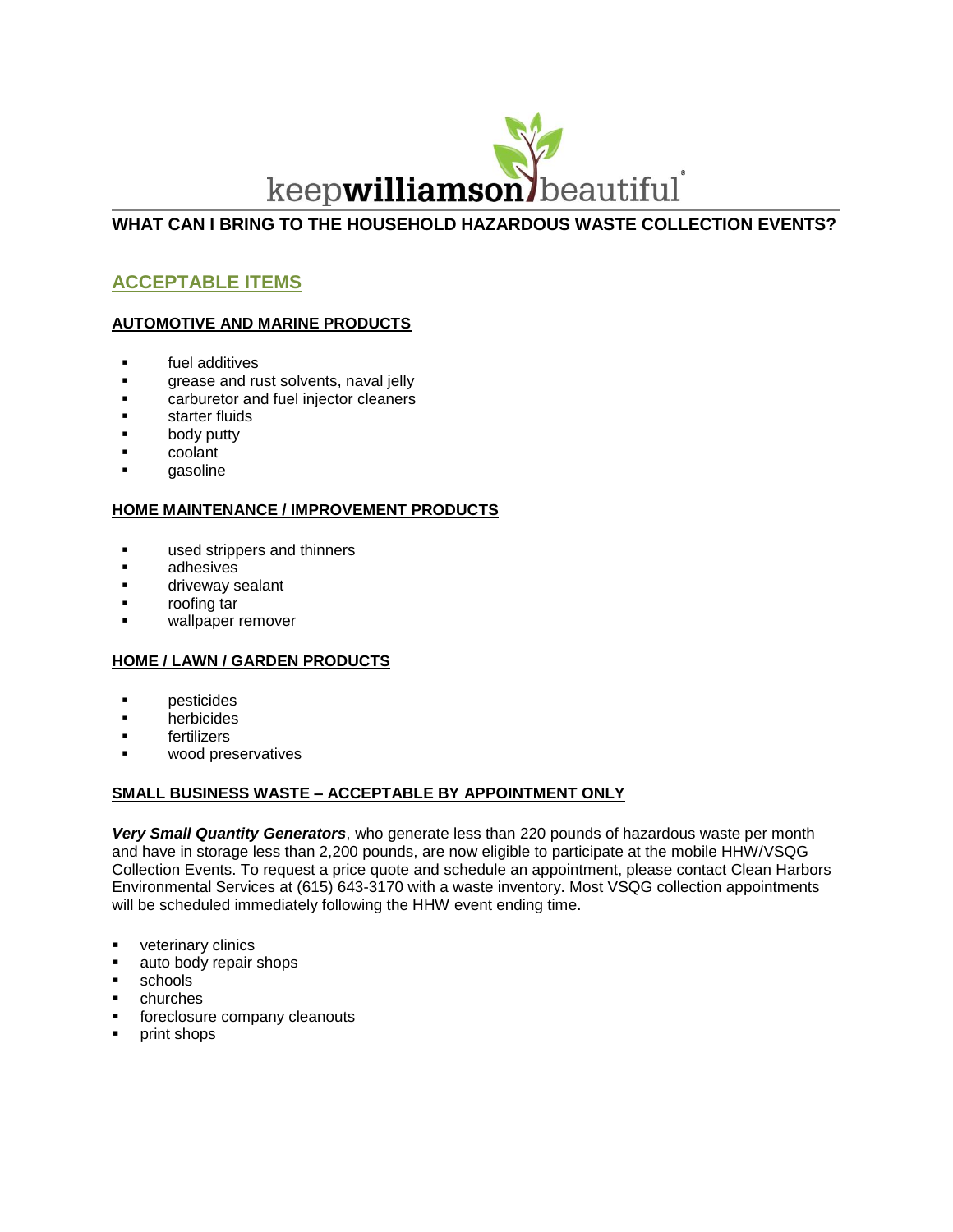keep**williamson**beautiful®

# WHAT CAN I BRING TO THE HOUSEHOLD HAZARDOUS WASTE COLLECTION EVENTS?

## ACCEPTABLE ITEMS

### AUTOMOTIVE AND MARINE PRODUCTS

- fuel additives
- grease and rust solvents, naval jelly
- carburetor and fuel injector cleaners
- starter fluids
- body putty
- coolant
- gasoline

### HOME MAINTENANCE / IMPROVEMENT PRODUCTS

- used strippers and thinners
- adhesives
- driveway sealant
- roofing tar
- wallpaper remover

### HOME / LAWN / GARDEN PRODUCTS

- pesticides
- herbicides
- fertilizers
- wood preservatives

### SMALL BUSINESS WASTE – ACCEPTABLE BY APPOINTMENT ONLY

***Very Small Quantity Generators***, who generate less than 220 pounds of hazardous waste per month and have in storage less than 2,200 pounds, are now eligible to participate at the mobile HHW/VSQG Collection Events. To request a price quote and schedule an appointment, please contact Clean Harbors Environmental Services at (615) 643-3170 with a waste inventory. Most VSQG collection appointments will be scheduled immediately following the HHW event ending time.

- veterinary clinics
- auto body repair shops
- schools
- churches
- foreclosure company cleanouts
- print shops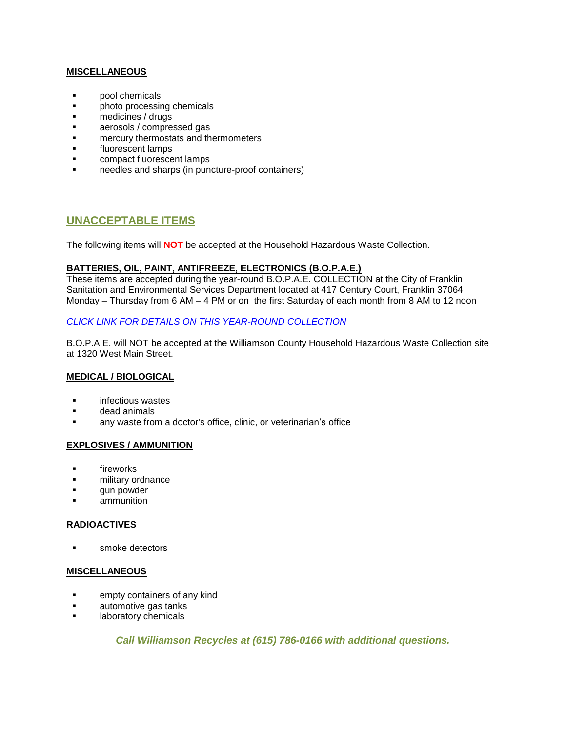**MISCELLANEOUS**

- pool chemicals
- photo processing chemicals
- medicines / drugs
- aerosols / compressed gas
- mercury thermostats and thermometers
- fluorescent lamps
- compact fluorescent lamps
- needles and sharps (in puncture-proof containers)

## UNACCEPTABLE ITEMS

The following items will **NOT** be accepted at the Household Hazardous Waste Collection.

**BATTERIES, OIL, PAINT, ANTIFREEZE, ELECTRONICS (B.O.P.A.E.)**
These items are accepted during the year-round B.O.P.A.E. COLLECTION at the City of Franklin Sanitation and Environmental Services Department located at 417 Century Court, Franklin 37064 Monday – Thursday from 6 AM – 4 PM or on the first Saturday of each month from 8 AM to 12 noon

*CLICK LINK FOR DETAILS ON THIS YEAR-ROUND COLLECTION*

B.O.P.A.E. will NOT be accepted at the Williamson County Household Hazardous Waste Collection site at 1320 West Main Street.

**MEDICAL / BIOLOGICAL**

- infectious wastes
- dead animals
- any waste from a doctor's office, clinic, or veterinarian's office

**EXPLOSIVES / AMMUNITION**

- fireworks
- military ordnance
- gun powder
- ammunition

**RADIOACTIVES**

- smoke detectors

**MISCELLANEOUS**

- empty containers of any kind
- automotive gas tanks
- laboratory chemicals

***Call Williamson Recycles at (615) 786-0166 with additional questions.***